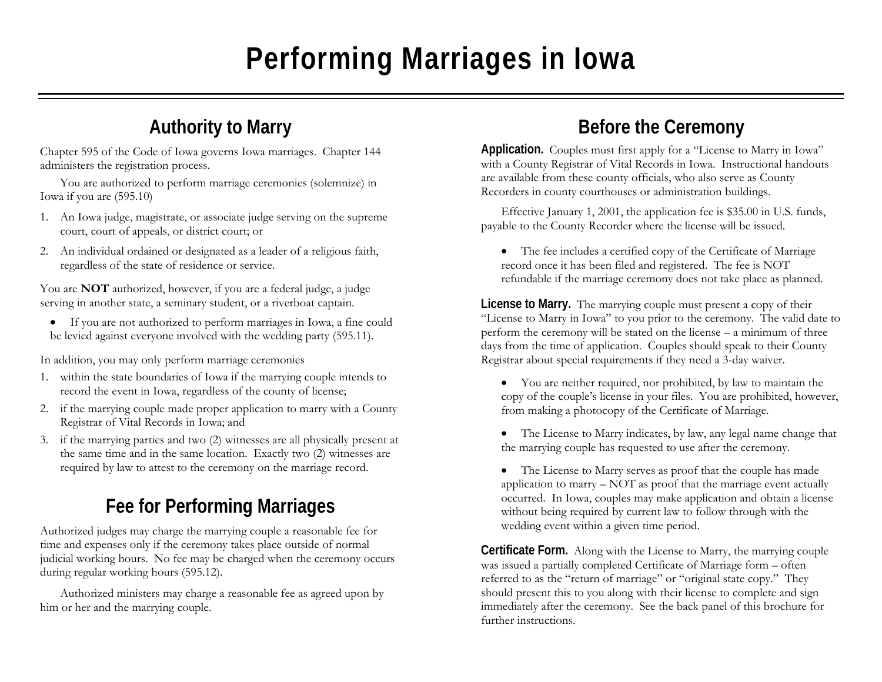# Performing Marriages in Iowa

## Authority to Marry

Chapter 595 of the Code of Iowa governs Iowa marriages. Chapter 144 administers the registration process.

You are authorized to perform marriage ceremonies (solemnize) in Iowa if you are (595.10)

1. An Iowa judge, magistrate, or associate judge serving on the supreme court, court of appeals, or district court; or
2. An individual ordained or designated as a leader of a religious faith, regardless of the state of residence or service.

You are **NOT** authorized, however, if you are a federal judge, a judge serving in another state, a seminary student, or a riverboat captain.

- If you are not authorized to perform marriages in Iowa, a fine could be levied against everyone involved with the wedding party (595.11).

In addition, you may only perform marriage ceremonies

1. within the state boundaries of Iowa if the marrying couple intends to record the event in Iowa, regardless of the county of license;
2. if the marrying couple made proper application to marry with a County Registrar of Vital Records in Iowa; and
3. if the marrying parties and two (2) witnesses are all physically present at the same time and in the same location. Exactly two (2) witnesses are required by law to attest to the ceremony on the marriage record.

## Fee for Performing Marriages

Authorized judges may charge the marrying couple a reasonable fee for time and expenses only if the ceremony takes place outside of normal judicial working hours. No fee may be charged when the ceremony occurs during regular working hours (595.12).

Authorized ministers may charge a reasonable fee as agreed upon by him or her and the marrying couple.

## Before the Ceremony

**Application.** Couples must first apply for a "License to Marry in Iowa" with a County Registrar of Vital Records in Iowa. Instructional handouts are available from these county officials, who also serve as County Recorders in county courthouses or administration buildings.

Effective January 1, 2001, the application fee is $35.00 in U.S. funds, payable to the County Recorder where the license will be issued.

- The fee includes a certified copy of the Certificate of Marriage record once it has been filed and registered. The fee is NOT refundable if the marriage ceremony does not take place as planned.

**License to Marry.** The marrying couple must present a copy of their "License to Marry in Iowa" to you prior to the ceremony. The valid date to perform the ceremony will be stated on the license – a minimum of three days from the time of application. Couples should speak to their County Registrar about special requirements if they need a 3-day waiver.

- You are neither required, nor prohibited, by law to maintain the copy of the couple's license in your files. You are prohibited, however, from making a photocopy of the Certificate of Marriage.
- The License to Marry indicates, by law, any legal name change that the marrying couple has requested to use after the ceremony.
- The License to Marry serves as proof that the couple has made application to marry – NOT as proof that the marriage event actually occurred. In Iowa, couples may make application and obtain a license without being required by current law to follow through with the wedding event within a given time period.

**Certificate Form.** Along with the License to Marry, the marrying couple was issued a partially completed Certificate of Marriage form – often referred to as the "return of marriage" or "original state copy." They should present this to you along with their license to complete and sign immediately after the ceremony. See the back panel of this brochure for further instructions.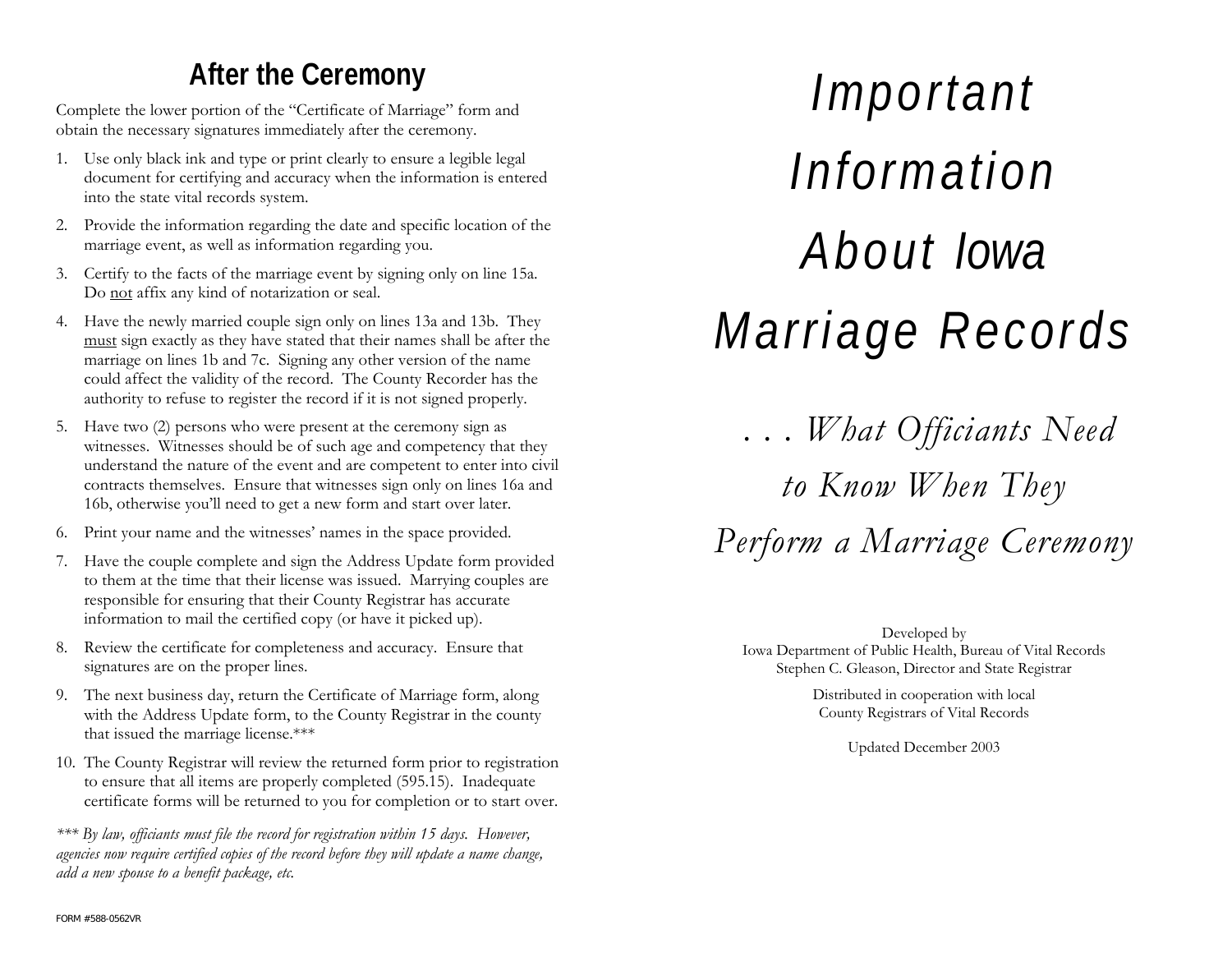## After the Ceremony

Complete the lower portion of the "Certificate of Marriage" form and obtain the necessary signatures immediately after the ceremony.

1. Use only black ink and type or print clearly to ensure a legible legal document for certifying and accuracy when the information is entered into the state vital records system.
2. Provide the information regarding the date and specific location of the marriage event, as well as information regarding you.
3. Certify to the facts of the marriage event by signing only on line 15a. Do not affix any kind of notarization or seal.
4. Have the newly married couple sign only on lines 13a and 13b. They must sign exactly as they have stated that their names shall be after the marriage on lines 1b and 7c. Signing any other version of the name could affect the validity of the record. The County Recorder has the authority to refuse to register the record if it is not signed properly.
5. Have two (2) persons who were present at the ceremony sign as witnesses. Witnesses should be of such age and competency that they understand the nature of the event and are competent to enter into civil contracts themselves. Ensure that witnesses sign only on lines 16a and 16b, otherwise you'll need to get a new form and start over later.
6. Print your name and the witnesses' names in the space provided.
7. Have the couple complete and sign the Address Update form provided to them at the time that their license was issued. Marrying couples are responsible for ensuring that their County Registrar has accurate information to mail the certified copy (or have it picked up).
8. Review the certificate for completeness and accuracy. Ensure that signatures are on the proper lines.
9. The next business day, return the Certificate of Marriage form, along with the Address Update form, to the County Registrar in the county that issued the marriage license.***
10. The County Registrar will review the returned form prior to registration to ensure that all items are properly completed (595.15). Inadequate certificate forms will be returned to you for completion or to start over.

*\*\*\* By law, officiants must file the record for registration within 15 days. However, agencies now require certified copies of the record before they will update a name change, add a new spouse to a benefit package, etc.*

FORM #588-0562VR

# *Important Information About Iowa Marriage Records*

## *. . . What Officiants Need to Know When They Perform a Marriage Ceremony*

Developed by
Iowa Department of Public Health, Bureau of Vital Records
Stephen C. Gleason, Director and State Registrar

Distributed in cooperation with local
County Registrars of Vital Records

Updated December 2003